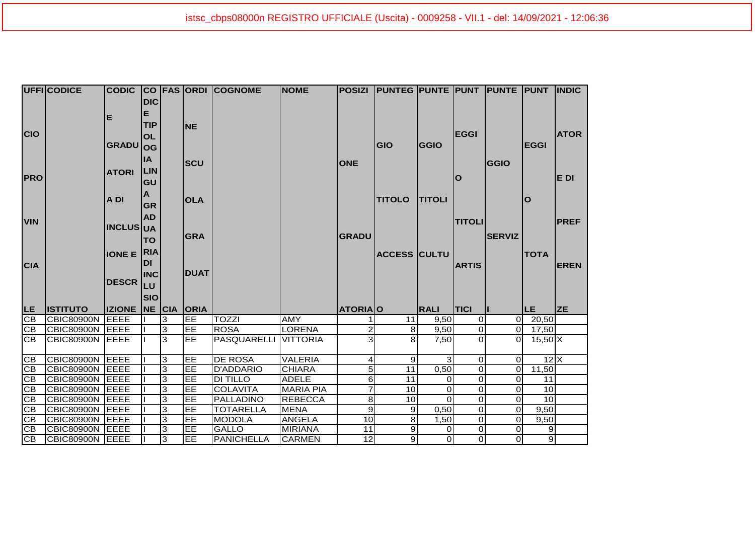istsc_cbps08000n REGISTRO UFFICIALE (Uscita) - 0009258 - VII.1 - del: 14/09/2021 - 12:06:36

| UFFICIO PROVINCIALE | CODICE ISTITUTO | CODICE GRADUATORIA DI INCLUSIONE E DESCRIZIONE | CODICE TIPOLOGIA LINGUA GRADUATORIA DI INCLUSIONE | FASCIA | ORDINE SCUOLA GRADUATORIA | COGNOME | NOME | POSIZIONE GRADUATORIA | PUNTEGGIO TITOLO ACCESSO | PUNTEGGIO TITOLI CULTURALI | PUNTEGGIO TITOLI ARTISTICI | PUNTEGGIO SERVIZI | PUNTEGGIO TOTALE | INDICATORE DI PREFERENZE |
|---|---|---|---|---|---|---|---|---|---|---|---|---|---|---|
| CB | CBIC80900N | EEEE | I | 3 | EE | TOZZI | AMY | 1 | 11 | 9,50 | 0 | 0 | 20,50 | |
| CB | CBIC80900N | EEEE | I | 3 | EE | ROSA | LORENA | 2 | 8 | 9,50 | 0 | 0 | 17,50 | |
| CB | CBIC80900N | EEEE | I | 3 | EE | PASQUARELLI | VITTORIA | 3 | 8 | 7,50 | 0 | 0 | 15,50 | X |
| CB | CBIC80900N | EEEE | I | 3 | EE | DE ROSA | VALERIA | 4 | 9 | 3 | 0 | 0 | 12 | X |
| CB | CBIC80900N | EEEE | I | 3 | EE | D'ADDARIO | CHIARA | 5 | 11 | 0,50 | 0 | 0 | 11,50 | |
| CB | CBIC80900N | EEEE | I | 3 | EE | DI TILLO | ADELE | 6 | 11 | 0 | 0 | 0 | 11 | |
| CB | CBIC80900N | EEEE | I | 3 | EE | COLAVITA | MARIA PIA | 7 | 10 | 0 | 0 | 0 | 10 | |
| CB | CBIC80900N | EEEE | I | 3 | EE | PALLADINO | REBECCA | 8 | 10 | 0 | 0 | 0 | 10 | |
| CB | CBIC80900N | EEEE | I | 3 | EE | TOTARELLA | MENA | 9 | 9 | 0,50 | 0 | 0 | 9,50 | |
| CB | CBIC80900N | EEEE | I | 3 | EE | MODOLA | ANGELA | 10 | 8 | 1,50 | 0 | 0 | 9,50 | |
| CB | CBIC80900N | EEEE | I | 3 | EE | GALLO | MIRIANA | 11 | 9 | 0 | 0 | 0 | 9 | |
| CB | CBIC80900N | EEEE | I | 3 | EE | PANICHELLA | CARMEN | 12 | 9 | 0 | 0 | 0 | 9 | |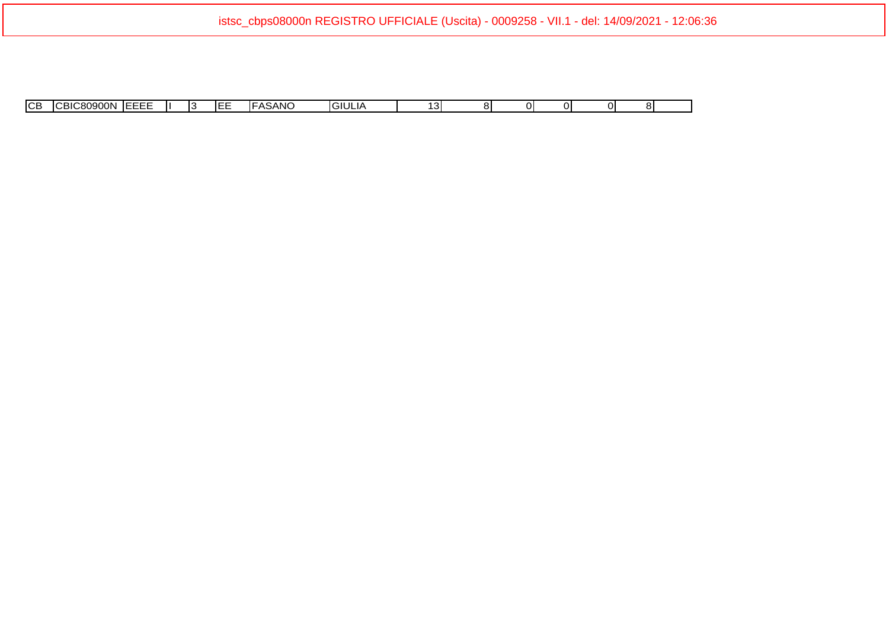| | | | | | | | | | | | | | | |
|---|---|---|---|---|---|---|---|---|---|---|---|---|---|---|
| CB | CBIC80900N | EEEE | I | 3 | EE | FASANO | GIULIA | 13 | 8 | 0 | 0 | 0 | 8 | |